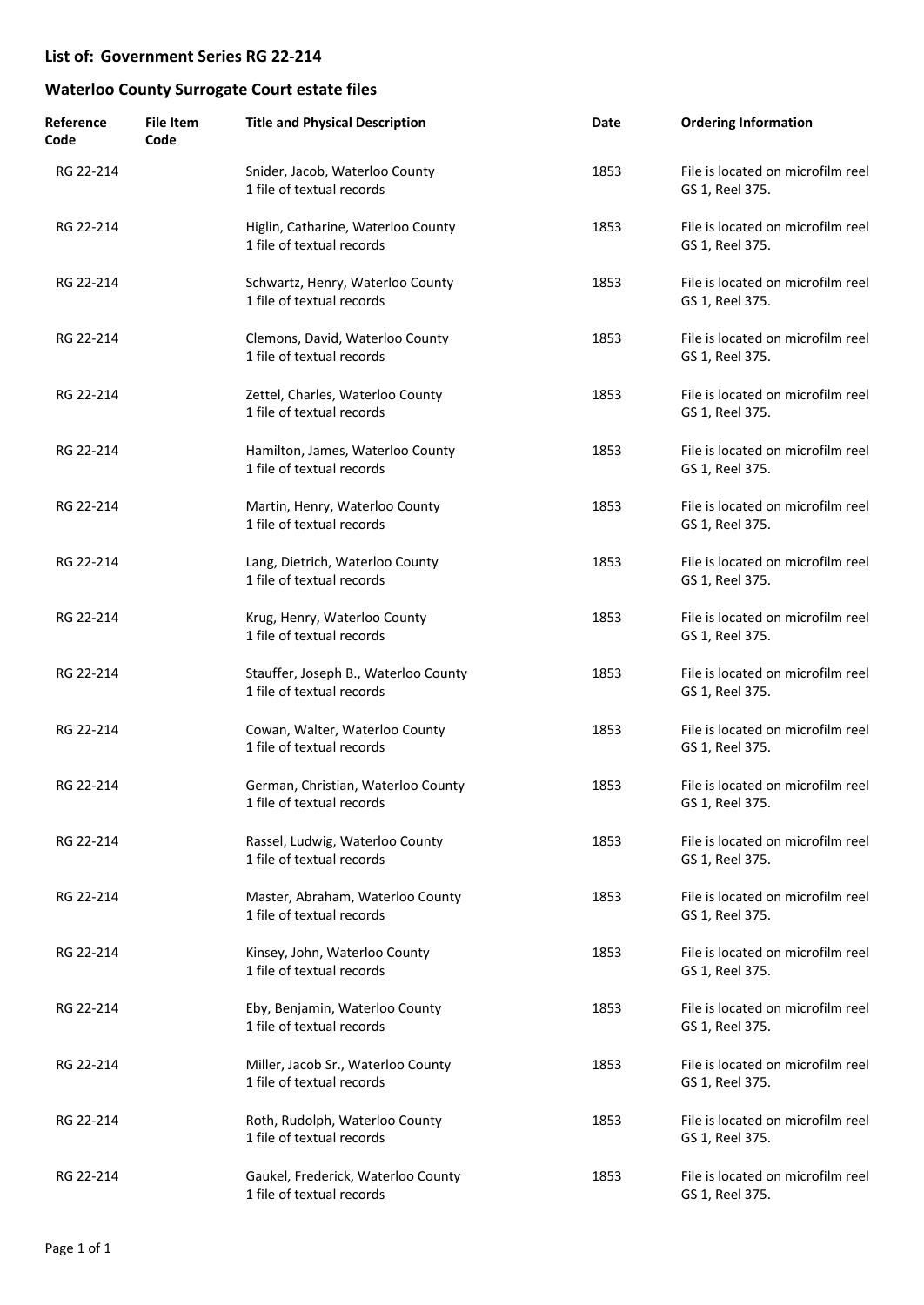## List of: Government Series RG 22-214

## Waterloo County Surrogate Court estate files

| Reference Code | File Item Code | Title and Physical Description | Date | Ordering Information |
|---|---|---|---|---|
| RG 22-214 | | Snider, Jacob, Waterloo County<br>1 file of textual records | 1853 | File is located on microfilm reel GS 1, Reel 375. |
| RG 22-214 | | Higlin, Catharine, Waterloo County<br>1 file of textual records | 1853 | File is located on microfilm reel GS 1, Reel 375. |
| RG 22-214 | | Schwartz, Henry, Waterloo County<br>1 file of textual records | 1853 | File is located on microfilm reel GS 1, Reel 375. |
| RG 22-214 | | Clemons, David, Waterloo County<br>1 file of textual records | 1853 | File is located on microfilm reel GS 1, Reel 375. |
| RG 22-214 | | Zettel, Charles, Waterloo County<br>1 file of textual records | 1853 | File is located on microfilm reel GS 1, Reel 375. |
| RG 22-214 | | Hamilton, James, Waterloo County<br>1 file of textual records | 1853 | File is located on microfilm reel GS 1, Reel 375. |
| RG 22-214 | | Martin, Henry, Waterloo County<br>1 file of textual records | 1853 | File is located on microfilm reel GS 1, Reel 375. |
| RG 22-214 | | Lang, Dietrich, Waterloo County<br>1 file of textual records | 1853 | File is located on microfilm reel GS 1, Reel 375. |
| RG 22-214 | | Krug, Henry, Waterloo County<br>1 file of textual records | 1853 | File is located on microfilm reel GS 1, Reel 375. |
| RG 22-214 | | Stauffer, Joseph B., Waterloo County<br>1 file of textual records | 1853 | File is located on microfilm reel GS 1, Reel 375. |
| RG 22-214 | | Cowan, Walter, Waterloo County<br>1 file of textual records | 1853 | File is located on microfilm reel GS 1, Reel 375. |
| RG 22-214 | | German, Christian, Waterloo County<br>1 file of textual records | 1853 | File is located on microfilm reel GS 1, Reel 375. |
| RG 22-214 | | Rassel, Ludwig, Waterloo County<br>1 file of textual records | 1853 | File is located on microfilm reel GS 1, Reel 375. |
| RG 22-214 | | Master, Abraham, Waterloo County<br>1 file of textual records | 1853 | File is located on microfilm reel GS 1, Reel 375. |
| RG 22-214 | | Kinsey, John, Waterloo County<br>1 file of textual records | 1853 | File is located on microfilm reel GS 1, Reel 375. |
| RG 22-214 | | Eby, Benjamin, Waterloo County<br>1 file of textual records | 1853 | File is located on microfilm reel GS 1, Reel 375. |
| RG 22-214 | | Miller, Jacob Sr., Waterloo County<br>1 file of textual records | 1853 | File is located on microfilm reel GS 1, Reel 375. |
| RG 22-214 | | Roth, Rudolph, Waterloo County<br>1 file of textual records | 1853 | File is located on microfilm reel GS 1, Reel 375. |
| RG 22-214 | | Gaukel, Frederick, Waterloo County<br>1 file of textual records | 1853 | File is located on microfilm reel GS 1, Reel 375. |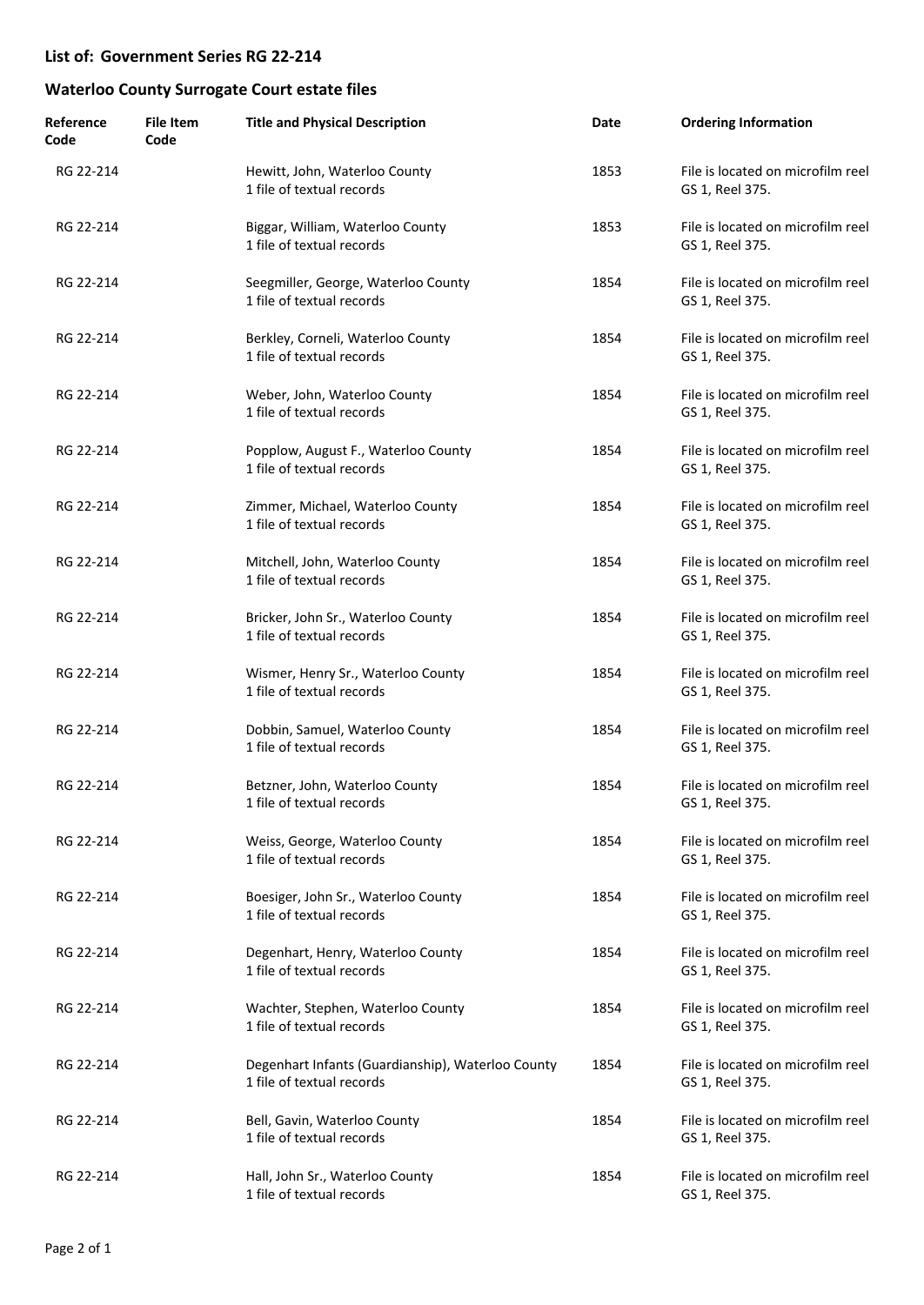## List of: Government Series RG 22-214

## Waterloo County Surrogate Court estate files

| Reference Code | File Item Code | Title and Physical Description | Date | Ordering Information |
| --- | --- | --- | --- | --- |
| RG 22-214 | | Hewitt, John, Waterloo County<br>1 file of textual records | 1853 | File is located on microfilm reel GS 1, Reel 375. |
| RG 22-214 | | Biggar, William, Waterloo County<br>1 file of textual records | 1853 | File is located on microfilm reel GS 1, Reel 375. |
| RG 22-214 | | Seegmiller, George, Waterloo County<br>1 file of textual records | 1854 | File is located on microfilm reel GS 1, Reel 375. |
| RG 22-214 | | Berkley, Corneli, Waterloo County<br>1 file of textual records | 1854 | File is located on microfilm reel GS 1, Reel 375. |
| RG 22-214 | | Weber, John, Waterloo County<br>1 file of textual records | 1854 | File is located on microfilm reel GS 1, Reel 375. |
| RG 22-214 | | Popplow, August F., Waterloo County<br>1 file of textual records | 1854 | File is located on microfilm reel GS 1, Reel 375. |
| RG 22-214 | | Zimmer, Michael, Waterloo County<br>1 file of textual records | 1854 | File is located on microfilm reel GS 1, Reel 375. |
| RG 22-214 | | Mitchell, John, Waterloo County<br>1 file of textual records | 1854 | File is located on microfilm reel GS 1, Reel 375. |
| RG 22-214 | | Bricker, John Sr., Waterloo County<br>1 file of textual records | 1854 | File is located on microfilm reel GS 1, Reel 375. |
| RG 22-214 | | Wismer, Henry Sr., Waterloo County<br>1 file of textual records | 1854 | File is located on microfilm reel GS 1, Reel 375. |
| RG 22-214 | | Dobbin, Samuel, Waterloo County<br>1 file of textual records | 1854 | File is located on microfilm reel GS 1, Reel 375. |
| RG 22-214 | | Betzner, John, Waterloo County<br>1 file of textual records | 1854 | File is located on microfilm reel GS 1, Reel 375. |
| RG 22-214 | | Weiss, George, Waterloo County<br>1 file of textual records | 1854 | File is located on microfilm reel GS 1, Reel 375. |
| RG 22-214 | | Boesiger, John Sr., Waterloo County<br>1 file of textual records | 1854 | File is located on microfilm reel GS 1, Reel 375. |
| RG 22-214 | | Degenhart, Henry, Waterloo County<br>1 file of textual records | 1854 | File is located on microfilm reel GS 1, Reel 375. |
| RG 22-214 | | Wachter, Stephen, Waterloo County<br>1 file of textual records | 1854 | File is located on microfilm reel GS 1, Reel 375. |
| RG 22-214 | | Degenhart Infants (Guardianship), Waterloo County<br>1 file of textual records | 1854 | File is located on microfilm reel GS 1, Reel 375. |
| RG 22-214 | | Bell, Gavin, Waterloo County<br>1 file of textual records | 1854 | File is located on microfilm reel GS 1, Reel 375. |
| RG 22-214 | | Hall, John Sr., Waterloo County<br>1 file of textual records | 1854 | File is located on microfilm reel GS 1, Reel 375. |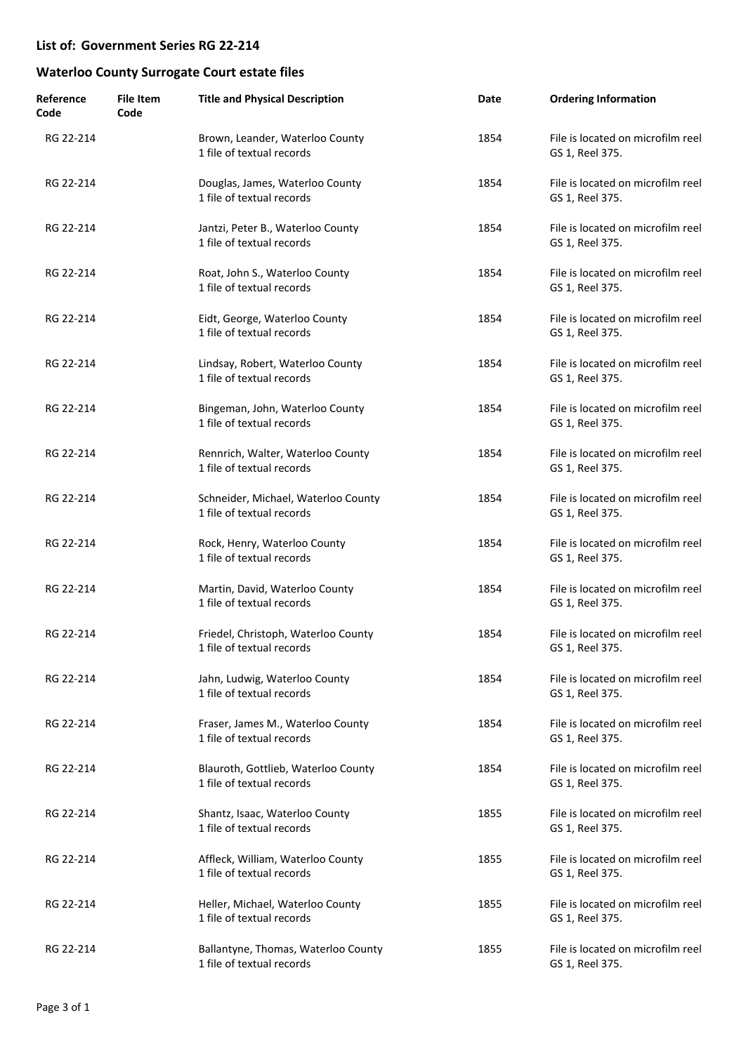## List of: Government Series RG 22-214

## Waterloo County Surrogate Court estate files

| Reference Code | File Item Code | Title and Physical Description | Date | Ordering Information |
|---|---|---|---|---|
| RG 22-214 | | Brown, Leander, Waterloo County<br>1 file of textual records | 1854 | File is located on microfilm reel GS 1, Reel 375. |
| RG 22-214 | | Douglas, James, Waterloo County<br>1 file of textual records | 1854 | File is located on microfilm reel GS 1, Reel 375. |
| RG 22-214 | | Jantzi, Peter B., Waterloo County<br>1 file of textual records | 1854 | File is located on microfilm reel GS 1, Reel 375. |
| RG 22-214 | | Roat, John S., Waterloo County<br>1 file of textual records | 1854 | File is located on microfilm reel GS 1, Reel 375. |
| RG 22-214 | | Eidt, George, Waterloo County<br>1 file of textual records | 1854 | File is located on microfilm reel GS 1, Reel 375. |
| RG 22-214 | | Lindsay, Robert, Waterloo County<br>1 file of textual records | 1854 | File is located on microfilm reel GS 1, Reel 375. |
| RG 22-214 | | Bingeman, John, Waterloo County<br>1 file of textual records | 1854 | File is located on microfilm reel GS 1, Reel 375. |
| RG 22-214 | | Rennrich, Walter, Waterloo County<br>1 file of textual records | 1854 | File is located on microfilm reel GS 1, Reel 375. |
| RG 22-214 | | Schneider, Michael, Waterloo County<br>1 file of textual records | 1854 | File is located on microfilm reel GS 1, Reel 375. |
| RG 22-214 | | Rock, Henry, Waterloo County<br>1 file of textual records | 1854 | File is located on microfilm reel GS 1, Reel 375. |
| RG 22-214 | | Martin, David, Waterloo County<br>1 file of textual records | 1854 | File is located on microfilm reel GS 1, Reel 375. |
| RG 22-214 | | Friedel, Christoph, Waterloo County<br>1 file of textual records | 1854 | File is located on microfilm reel GS 1, Reel 375. |
| RG 22-214 | | Jahn, Ludwig, Waterloo County<br>1 file of textual records | 1854 | File is located on microfilm reel GS 1, Reel 375. |
| RG 22-214 | | Fraser, James M., Waterloo County<br>1 file of textual records | 1854 | File is located on microfilm reel GS 1, Reel 375. |
| RG 22-214 | | Blauroth, Gottlieb, Waterloo County<br>1 file of textual records | 1854 | File is located on microfilm reel GS 1, Reel 375. |
| RG 22-214 | | Shantz, Isaac, Waterloo County<br>1 file of textual records | 1855 | File is located on microfilm reel GS 1, Reel 375. |
| RG 22-214 | | Affleck, William, Waterloo County<br>1 file of textual records | 1855 | File is located on microfilm reel GS 1, Reel 375. |
| RG 22-214 | | Heller, Michael, Waterloo County<br>1 file of textual records | 1855 | File is located on microfilm reel GS 1, Reel 375. |
| RG 22-214 | | Ballantyne, Thomas, Waterloo County<br>1 file of textual records | 1855 | File is located on microfilm reel GS 1, Reel 375. |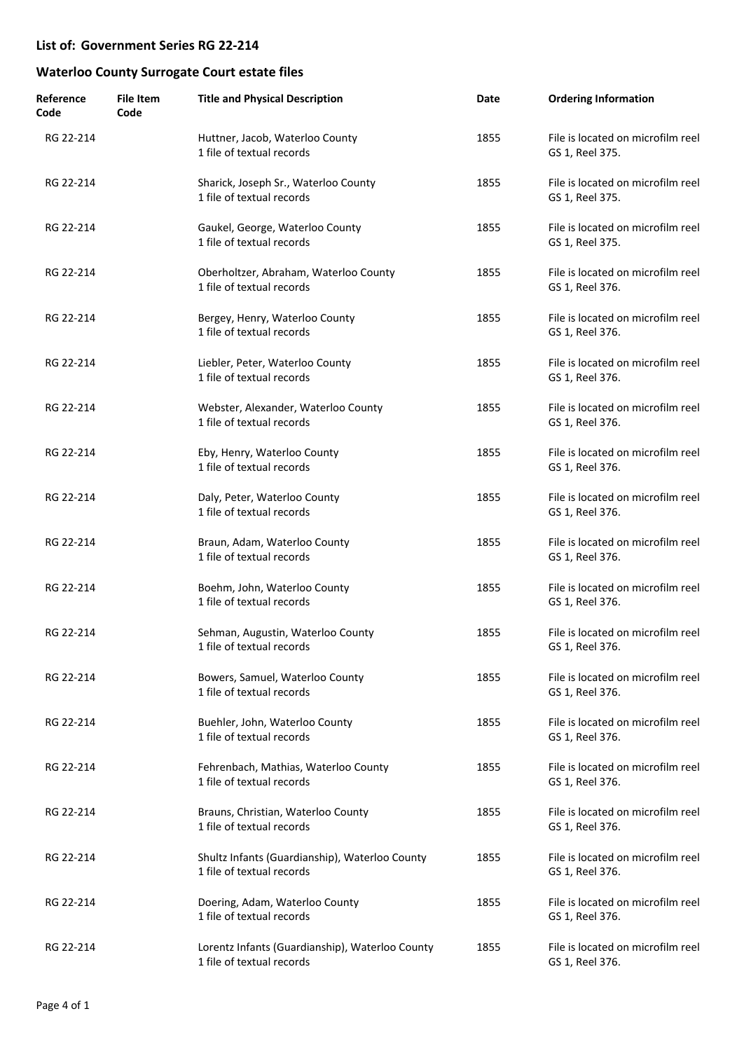## List of: Government Series RG 22-214

## Waterloo County Surrogate Court estate files

| Reference Code | File Item Code | Title and Physical Description | Date | Ordering Information |
|---|---|---|---|---|
| RG 22-214 | | Huttner, Jacob, Waterloo County<br>1 file of textual records | 1855 | File is located on microfilm reel GS 1, Reel 375. |
| RG 22-214 | | Sharick, Joseph Sr., Waterloo County<br>1 file of textual records | 1855 | File is located on microfilm reel GS 1, Reel 375. |
| RG 22-214 | | Gaukel, George, Waterloo County<br>1 file of textual records | 1855 | File is located on microfilm reel GS 1, Reel 375. |
| RG 22-214 | | Oberholtzer, Abraham, Waterloo County<br>1 file of textual records | 1855 | File is located on microfilm reel GS 1, Reel 376. |
| RG 22-214 | | Bergey, Henry, Waterloo County<br>1 file of textual records | 1855 | File is located on microfilm reel GS 1, Reel 376. |
| RG 22-214 | | Liebler, Peter, Waterloo County<br>1 file of textual records | 1855 | File is located on microfilm reel GS 1, Reel 376. |
| RG 22-214 | | Webster, Alexander, Waterloo County<br>1 file of textual records | 1855 | File is located on microfilm reel GS 1, Reel 376. |
| RG 22-214 | | Eby, Henry, Waterloo County<br>1 file of textual records | 1855 | File is located on microfilm reel GS 1, Reel 376. |
| RG 22-214 | | Daly, Peter, Waterloo County<br>1 file of textual records | 1855 | File is located on microfilm reel GS 1, Reel 376. |
| RG 22-214 | | Braun, Adam, Waterloo County<br>1 file of textual records | 1855 | File is located on microfilm reel GS 1, Reel 376. |
| RG 22-214 | | Boehm, John, Waterloo County<br>1 file of textual records | 1855 | File is located on microfilm reel GS 1, Reel 376. |
| RG 22-214 | | Sehman, Augustin, Waterloo County<br>1 file of textual records | 1855 | File is located on microfilm reel GS 1, Reel 376. |
| RG 22-214 | | Bowers, Samuel, Waterloo County<br>1 file of textual records | 1855 | File is located on microfilm reel GS 1, Reel 376. |
| RG 22-214 | | Buehler, John, Waterloo County<br>1 file of textual records | 1855 | File is located on microfilm reel GS 1, Reel 376. |
| RG 22-214 | | Fehrenbach, Mathias, Waterloo County<br>1 file of textual records | 1855 | File is located on microfilm reel GS 1, Reel 376. |
| RG 22-214 | | Brauns, Christian, Waterloo County<br>1 file of textual records | 1855 | File is located on microfilm reel GS 1, Reel 376. |
| RG 22-214 | | Shultz Infants (Guardianship), Waterloo County<br>1 file of textual records | 1855 | File is located on microfilm reel GS 1, Reel 376. |
| RG 22-214 | | Doering, Adam, Waterloo County<br>1 file of textual records | 1855 | File is located on microfilm reel GS 1, Reel 376. |
| RG 22-214 | | Lorentz Infants (Guardianship), Waterloo County<br>1 file of textual records | 1855 | File is located on microfilm reel GS 1, Reel 376. |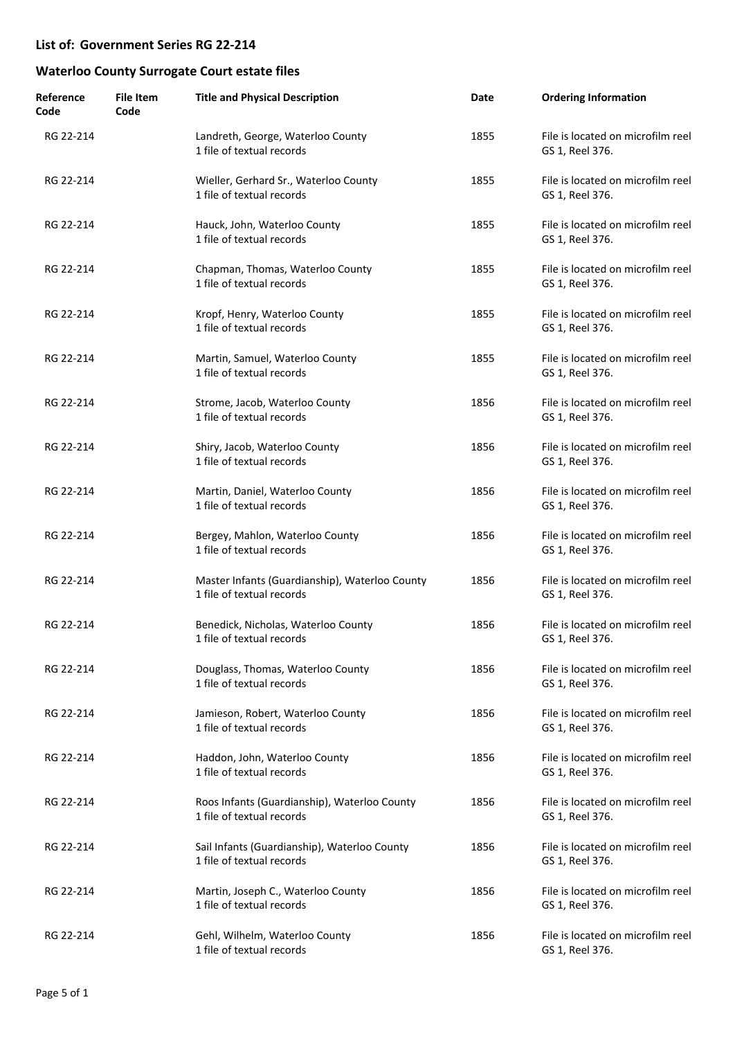## List of: Government Series RG 22-214

## Waterloo County Surrogate Court estate files

| Reference Code | File Item Code | Title and Physical Description | Date | Ordering Information |
| --- | --- | --- | --- | --- |
| RG 22-214 | | Landreth, George, Waterloo County<br>1 file of textual records | 1855 | File is located on microfilm reel GS 1, Reel 376. |
| RG 22-214 | | Wieller, Gerhard Sr., Waterloo County<br>1 file of textual records | 1855 | File is located on microfilm reel GS 1, Reel 376. |
| RG 22-214 | | Hauck, John, Waterloo County<br>1 file of textual records | 1855 | File is located on microfilm reel GS 1, Reel 376. |
| RG 22-214 | | Chapman, Thomas, Waterloo County<br>1 file of textual records | 1855 | File is located on microfilm reel GS 1, Reel 376. |
| RG 22-214 | | Kropf, Henry, Waterloo County<br>1 file of textual records | 1855 | File is located on microfilm reel GS 1, Reel 376. |
| RG 22-214 | | Martin, Samuel, Waterloo County<br>1 file of textual records | 1855 | File is located on microfilm reel GS 1, Reel 376. |
| RG 22-214 | | Strome, Jacob, Waterloo County<br>1 file of textual records | 1856 | File is located on microfilm reel GS 1, Reel 376. |
| RG 22-214 | | Shiry, Jacob, Waterloo County<br>1 file of textual records | 1856 | File is located on microfilm reel GS 1, Reel 376. |
| RG 22-214 | | Martin, Daniel, Waterloo County<br>1 file of textual records | 1856 | File is located on microfilm reel GS 1, Reel 376. |
| RG 22-214 | | Bergey, Mahlon, Waterloo County<br>1 file of textual records | 1856 | File is located on microfilm reel GS 1, Reel 376. |
| RG 22-214 | | Master Infants (Guardianship), Waterloo County<br>1 file of textual records | 1856 | File is located on microfilm reel GS 1, Reel 376. |
| RG 22-214 | | Benedick, Nicholas, Waterloo County<br>1 file of textual records | 1856 | File is located on microfilm reel GS 1, Reel 376. |
| RG 22-214 | | Douglass, Thomas, Waterloo County<br>1 file of textual records | 1856 | File is located on microfilm reel GS 1, Reel 376. |
| RG 22-214 | | Jamieson, Robert, Waterloo County<br>1 file of textual records | 1856 | File is located on microfilm reel GS 1, Reel 376. |
| RG 22-214 | | Haddon, John, Waterloo County<br>1 file of textual records | 1856 | File is located on microfilm reel GS 1, Reel 376. |
| RG 22-214 | | Roos Infants (Guardianship), Waterloo County<br>1 file of textual records | 1856 | File is located on microfilm reel GS 1, Reel 376. |
| RG 22-214 | | Sail Infants (Guardianship), Waterloo County<br>1 file of textual records | 1856 | File is located on microfilm reel GS 1, Reel 376. |
| RG 22-214 | | Martin, Joseph C., Waterloo County<br>1 file of textual records | 1856 | File is located on microfilm reel GS 1, Reel 376. |
| RG 22-214 | | Gehl, Wilhelm, Waterloo County<br>1 file of textual records | 1856 | File is located on microfilm reel GS 1, Reel 376. |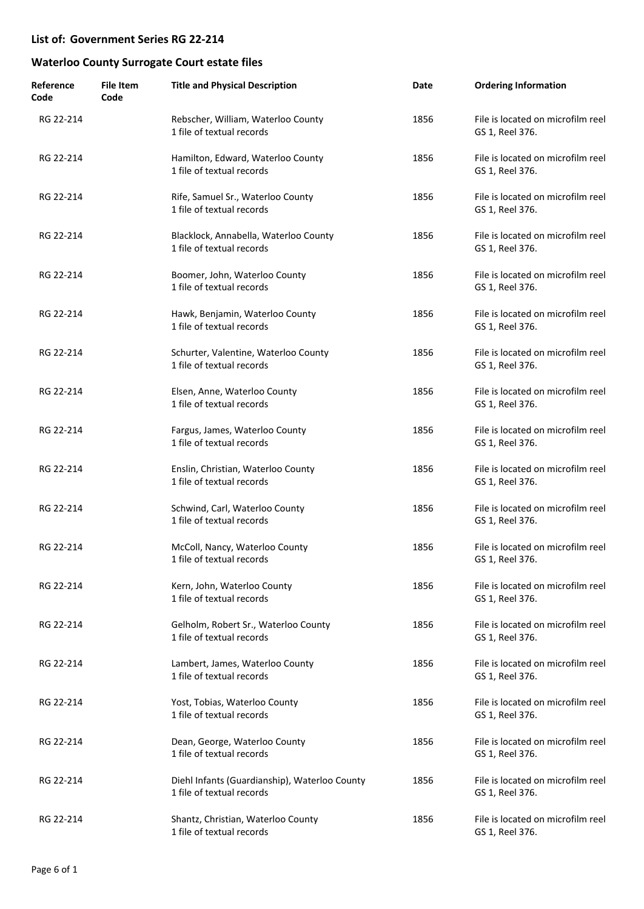## List of: Government Series RG 22-214

## Waterloo County Surrogate Court estate files

| Reference Code | File Item Code | Title and Physical Description | Date | Ordering Information |
|---|---|---|---|---|
| RG 22-214 | | Rebscher, William, Waterloo County<br>1 file of textual records | 1856 | File is located on microfilm reel GS 1, Reel 376. |
| RG 22-214 | | Hamilton, Edward, Waterloo County<br>1 file of textual records | 1856 | File is located on microfilm reel GS 1, Reel 376. |
| RG 22-214 | | Rife, Samuel Sr., Waterloo County<br>1 file of textual records | 1856 | File is located on microfilm reel GS 1, Reel 376. |
| RG 22-214 | | Blacklock, Annabella, Waterloo County<br>1 file of textual records | 1856 | File is located on microfilm reel GS 1, Reel 376. |
| RG 22-214 | | Boomer, John, Waterloo County<br>1 file of textual records | 1856 | File is located on microfilm reel GS 1, Reel 376. |
| RG 22-214 | | Hawk, Benjamin, Waterloo County<br>1 file of textual records | 1856 | File is located on microfilm reel GS 1, Reel 376. |
| RG 22-214 | | Schurter, Valentine, Waterloo County<br>1 file of textual records | 1856 | File is located on microfilm reel GS 1, Reel 376. |
| RG 22-214 | | Elsen, Anne, Waterloo County<br>1 file of textual records | 1856 | File is located on microfilm reel GS 1, Reel 376. |
| RG 22-214 | | Fargus, James, Waterloo County<br>1 file of textual records | 1856 | File is located on microfilm reel GS 1, Reel 376. |
| RG 22-214 | | Enslin, Christian, Waterloo County<br>1 file of textual records | 1856 | File is located on microfilm reel GS 1, Reel 376. |
| RG 22-214 | | Schwind, Carl, Waterloo County<br>1 file of textual records | 1856 | File is located on microfilm reel GS 1, Reel 376. |
| RG 22-214 | | McColl, Nancy, Waterloo County<br>1 file of textual records | 1856 | File is located on microfilm reel GS 1, Reel 376. |
| RG 22-214 | | Kern, John, Waterloo County<br>1 file of textual records | 1856 | File is located on microfilm reel GS 1, Reel 376. |
| RG 22-214 | | Gelholm, Robert Sr., Waterloo County<br>1 file of textual records | 1856 | File is located on microfilm reel GS 1, Reel 376. |
| RG 22-214 | | Lambert, James, Waterloo County<br>1 file of textual records | 1856 | File is located on microfilm reel GS 1, Reel 376. |
| RG 22-214 | | Yost, Tobias, Waterloo County<br>1 file of textual records | 1856 | File is located on microfilm reel GS 1, Reel 376. |
| RG 22-214 | | Dean, George, Waterloo County<br>1 file of textual records | 1856 | File is located on microfilm reel GS 1, Reel 376. |
| RG 22-214 | | Diehl Infants (Guardianship), Waterloo County<br>1 file of textual records | 1856 | File is located on microfilm reel GS 1, Reel 376. |
| RG 22-214 | | Shantz, Christian, Waterloo County<br>1 file of textual records | 1856 | File is located on microfilm reel GS 1, Reel 376. |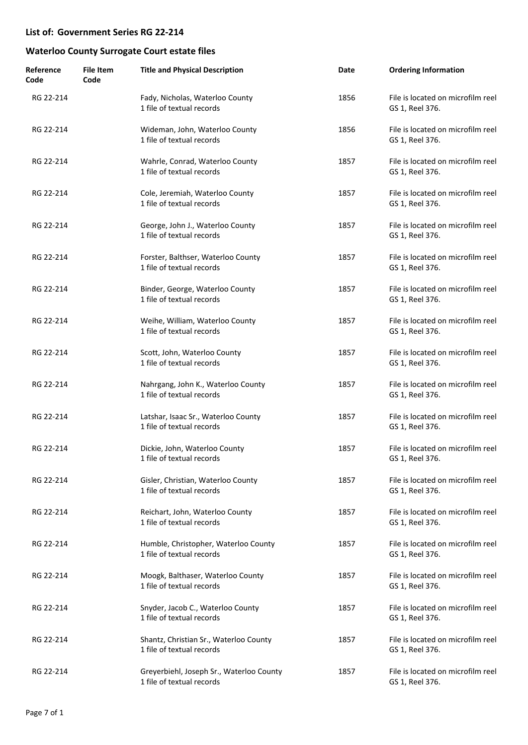## List of: Government Series RG 22-214

## Waterloo County Surrogate Court estate files

| Reference Code | File Item Code | Title and Physical Description | Date | Ordering Information |
|---|---|---|---|---|
| RG 22-214 | | Fady, Nicholas, Waterloo County<br>1 file of textual records | 1856 | File is located on microfilm reel GS 1, Reel 376. |
| RG 22-214 | | Wideman, John, Waterloo County<br>1 file of textual records | 1856 | File is located on microfilm reel GS 1, Reel 376. |
| RG 22-214 | | Wahrle, Conrad, Waterloo County<br>1 file of textual records | 1857 | File is located on microfilm reel GS 1, Reel 376. |
| RG 22-214 | | Cole, Jeremiah, Waterloo County<br>1 file of textual records | 1857 | File is located on microfilm reel GS 1, Reel 376. |
| RG 22-214 | | George, John J., Waterloo County<br>1 file of textual records | 1857 | File is located on microfilm reel GS 1, Reel 376. |
| RG 22-214 | | Forster, Balthser, Waterloo County<br>1 file of textual records | 1857 | File is located on microfilm reel GS 1, Reel 376. |
| RG 22-214 | | Binder, George, Waterloo County<br>1 file of textual records | 1857 | File is located on microfilm reel GS 1, Reel 376. |
| RG 22-214 | | Weihe, William, Waterloo County<br>1 file of textual records | 1857 | File is located on microfilm reel GS 1, Reel 376. |
| RG 22-214 | | Scott, John, Waterloo County<br>1 file of textual records | 1857 | File is located on microfilm reel GS 1, Reel 376. |
| RG 22-214 | | Nahrgang, John K., Waterloo County<br>1 file of textual records | 1857 | File is located on microfilm reel GS 1, Reel 376. |
| RG 22-214 | | Latshar, Isaac Sr., Waterloo County<br>1 file of textual records | 1857 | File is located on microfilm reel GS 1, Reel 376. |
| RG 22-214 | | Dickie, John, Waterloo County<br>1 file of textual records | 1857 | File is located on microfilm reel GS 1, Reel 376. |
| RG 22-214 | | Gisler, Christian, Waterloo County<br>1 file of textual records | 1857 | File is located on microfilm reel GS 1, Reel 376. |
| RG 22-214 | | Reichart, John, Waterloo County<br>1 file of textual records | 1857 | File is located on microfilm reel GS 1, Reel 376. |
| RG 22-214 | | Humble, Christopher, Waterloo County<br>1 file of textual records | 1857 | File is located on microfilm reel GS 1, Reel 376. |
| RG 22-214 | | Moogk, Balthaser, Waterloo County<br>1 file of textual records | 1857 | File is located on microfilm reel GS 1, Reel 376. |
| RG 22-214 | | Snyder, Jacob C., Waterloo County<br>1 file of textual records | 1857 | File is located on microfilm reel GS 1, Reel 376. |
| RG 22-214 | | Shantz, Christian Sr., Waterloo County<br>1 file of textual records | 1857 | File is located on microfilm reel GS 1, Reel 376. |
| RG 22-214 | | Greyerbiehl, Joseph Sr., Waterloo County<br>1 file of textual records | 1857 | File is located on microfilm reel GS 1, Reel 376. |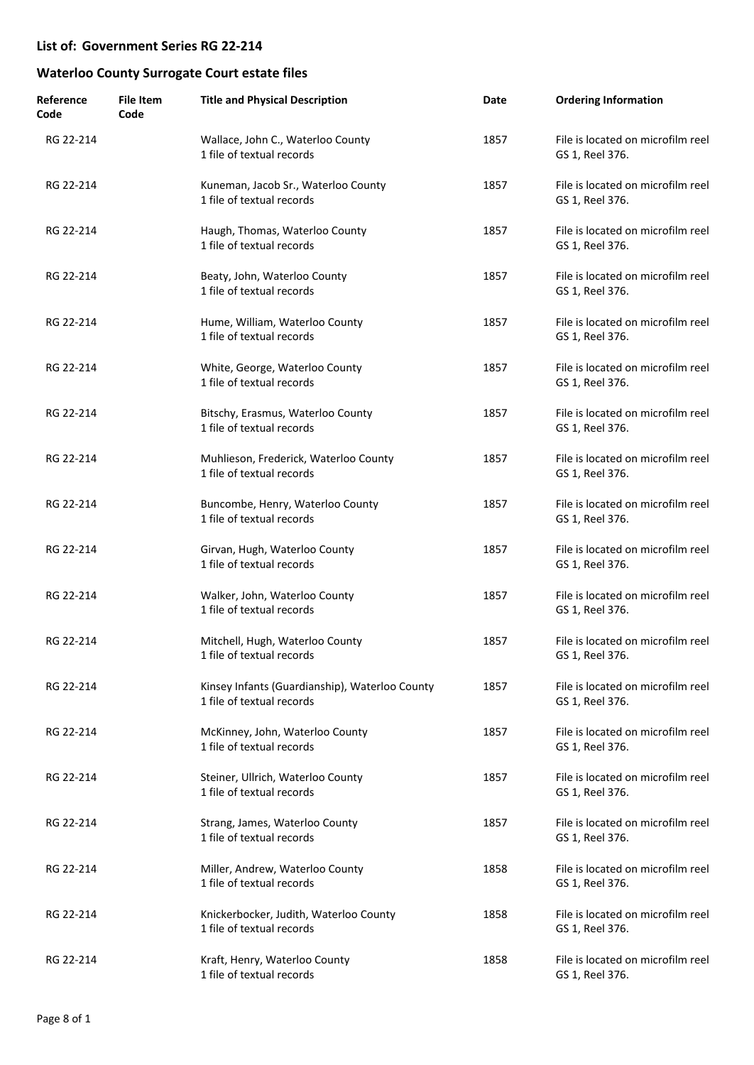## List of: Government Series RG 22-214

## Waterloo County Surrogate Court estate files

| Reference Code | File Item Code | Title and Physical Description | Date | Ordering Information |
|---|---|---|---|---|
| RG 22-214 | | Wallace, John C., Waterloo County<br>1 file of textual records | 1857 | File is located on microfilm reel GS 1, Reel 376. |
| RG 22-214 | | Kuneman, Jacob Sr., Waterloo County<br>1 file of textual records | 1857 | File is located on microfilm reel GS 1, Reel 376. |
| RG 22-214 | | Haugh, Thomas, Waterloo County<br>1 file of textual records | 1857 | File is located on microfilm reel GS 1, Reel 376. |
| RG 22-214 | | Beaty, John, Waterloo County<br>1 file of textual records | 1857 | File is located on microfilm reel GS 1, Reel 376. |
| RG 22-214 | | Hume, William, Waterloo County<br>1 file of textual records | 1857 | File is located on microfilm reel GS 1, Reel 376. |
| RG 22-214 | | White, George, Waterloo County<br>1 file of textual records | 1857 | File is located on microfilm reel GS 1, Reel 376. |
| RG 22-214 | | Bitschy, Erasmus, Waterloo County<br>1 file of textual records | 1857 | File is located on microfilm reel GS 1, Reel 376. |
| RG 22-214 | | Muhlieson, Frederick, Waterloo County<br>1 file of textual records | 1857 | File is located on microfilm reel GS 1, Reel 376. |
| RG 22-214 | | Buncombe, Henry, Waterloo County<br>1 file of textual records | 1857 | File is located on microfilm reel GS 1, Reel 376. |
| RG 22-214 | | Girvan, Hugh, Waterloo County<br>1 file of textual records | 1857 | File is located on microfilm reel GS 1, Reel 376. |
| RG 22-214 | | Walker, John, Waterloo County<br>1 file of textual records | 1857 | File is located on microfilm reel GS 1, Reel 376. |
| RG 22-214 | | Mitchell, Hugh, Waterloo County<br>1 file of textual records | 1857 | File is located on microfilm reel GS 1, Reel 376. |
| RG 22-214 | | Kinsey Infants (Guardianship), Waterloo County<br>1 file of textual records | 1857 | File is located on microfilm reel GS 1, Reel 376. |
| RG 22-214 | | McKinney, John, Waterloo County<br>1 file of textual records | 1857 | File is located on microfilm reel GS 1, Reel 376. |
| RG 22-214 | | Steiner, Ullrich, Waterloo County<br>1 file of textual records | 1857 | File is located on microfilm reel GS 1, Reel 376. |
| RG 22-214 | | Strang, James, Waterloo County<br>1 file of textual records | 1857 | File is located on microfilm reel GS 1, Reel 376. |
| RG 22-214 | | Miller, Andrew, Waterloo County<br>1 file of textual records | 1858 | File is located on microfilm reel GS 1, Reel 376. |
| RG 22-214 | | Knickerbocker, Judith, Waterloo County<br>1 file of textual records | 1858 | File is located on microfilm reel GS 1, Reel 376. |
| RG 22-214 | | Kraft, Henry, Waterloo County<br>1 file of textual records | 1858 | File is located on microfilm reel GS 1, Reel 376. |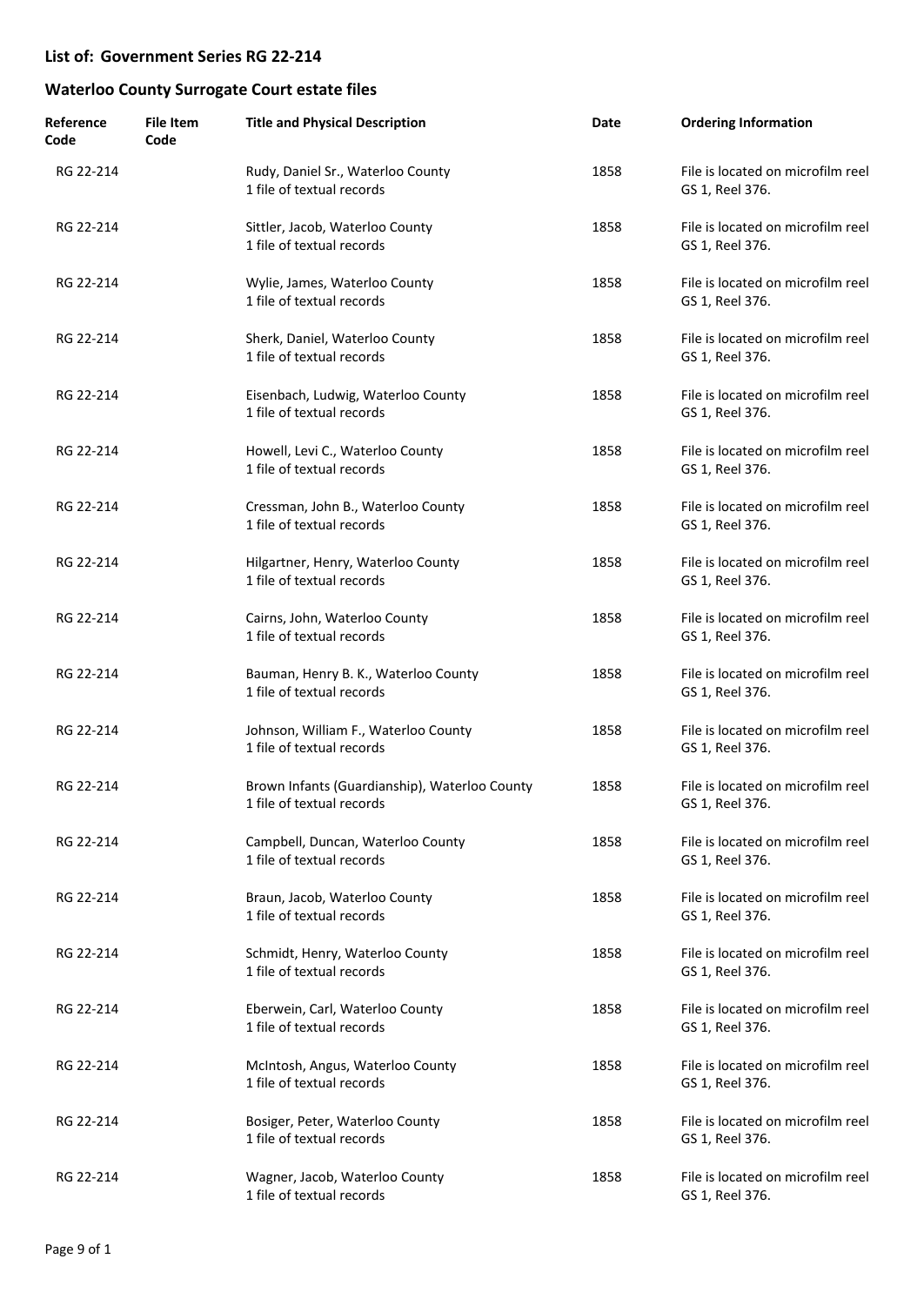## List of: Government Series RG 22-214

## Waterloo County Surrogate Court estate files

| Reference Code | File Item Code | Title and Physical Description | Date | Ordering Information |
|---|---|---|---|---|
| RG 22-214 | | Rudy, Daniel Sr., Waterloo County<br>1 file of textual records | 1858 | File is located on microfilm reel GS 1, Reel 376. |
| RG 22-214 | | Sittler, Jacob, Waterloo County<br>1 file of textual records | 1858 | File is located on microfilm reel GS 1, Reel 376. |
| RG 22-214 | | Wylie, James, Waterloo County<br>1 file of textual records | 1858 | File is located on microfilm reel GS 1, Reel 376. |
| RG 22-214 | | Sherk, Daniel, Waterloo County<br>1 file of textual records | 1858 | File is located on microfilm reel GS 1, Reel 376. |
| RG 22-214 | | Eisenbach, Ludwig, Waterloo County<br>1 file of textual records | 1858 | File is located on microfilm reel GS 1, Reel 376. |
| RG 22-214 | | Howell, Levi C., Waterloo County<br>1 file of textual records | 1858 | File is located on microfilm reel GS 1, Reel 376. |
| RG 22-214 | | Cressman, John B., Waterloo County<br>1 file of textual records | 1858 | File is located on microfilm reel GS 1, Reel 376. |
| RG 22-214 | | Hilgartner, Henry, Waterloo County<br>1 file of textual records | 1858 | File is located on microfilm reel GS 1, Reel 376. |
| RG 22-214 | | Cairns, John, Waterloo County<br>1 file of textual records | 1858 | File is located on microfilm reel GS 1, Reel 376. |
| RG 22-214 | | Bauman, Henry B. K., Waterloo County<br>1 file of textual records | 1858 | File is located on microfilm reel GS 1, Reel 376. |
| RG 22-214 | | Johnson, William F., Waterloo County<br>1 file of textual records | 1858 | File is located on microfilm reel GS 1, Reel 376. |
| RG 22-214 | | Brown Infants (Guardianship), Waterloo County<br>1 file of textual records | 1858 | File is located on microfilm reel GS 1, Reel 376. |
| RG 22-214 | | Campbell, Duncan, Waterloo County<br>1 file of textual records | 1858 | File is located on microfilm reel GS 1, Reel 376. |
| RG 22-214 | | Braun, Jacob, Waterloo County<br>1 file of textual records | 1858 | File is located on microfilm reel GS 1, Reel 376. |
| RG 22-214 | | Schmidt, Henry, Waterloo County<br>1 file of textual records | 1858 | File is located on microfilm reel GS 1, Reel 376. |
| RG 22-214 | | Eberwein, Carl, Waterloo County<br>1 file of textual records | 1858 | File is located on microfilm reel GS 1, Reel 376. |
| RG 22-214 | | McIntosh, Angus, Waterloo County<br>1 file of textual records | 1858 | File is located on microfilm reel GS 1, Reel 376. |
| RG 22-214 | | Bosiger, Peter, Waterloo County<br>1 file of textual records | 1858 | File is located on microfilm reel GS 1, Reel 376. |
| RG 22-214 | | Wagner, Jacob, Waterloo County<br>1 file of textual records | 1858 | File is located on microfilm reel GS 1, Reel 376. |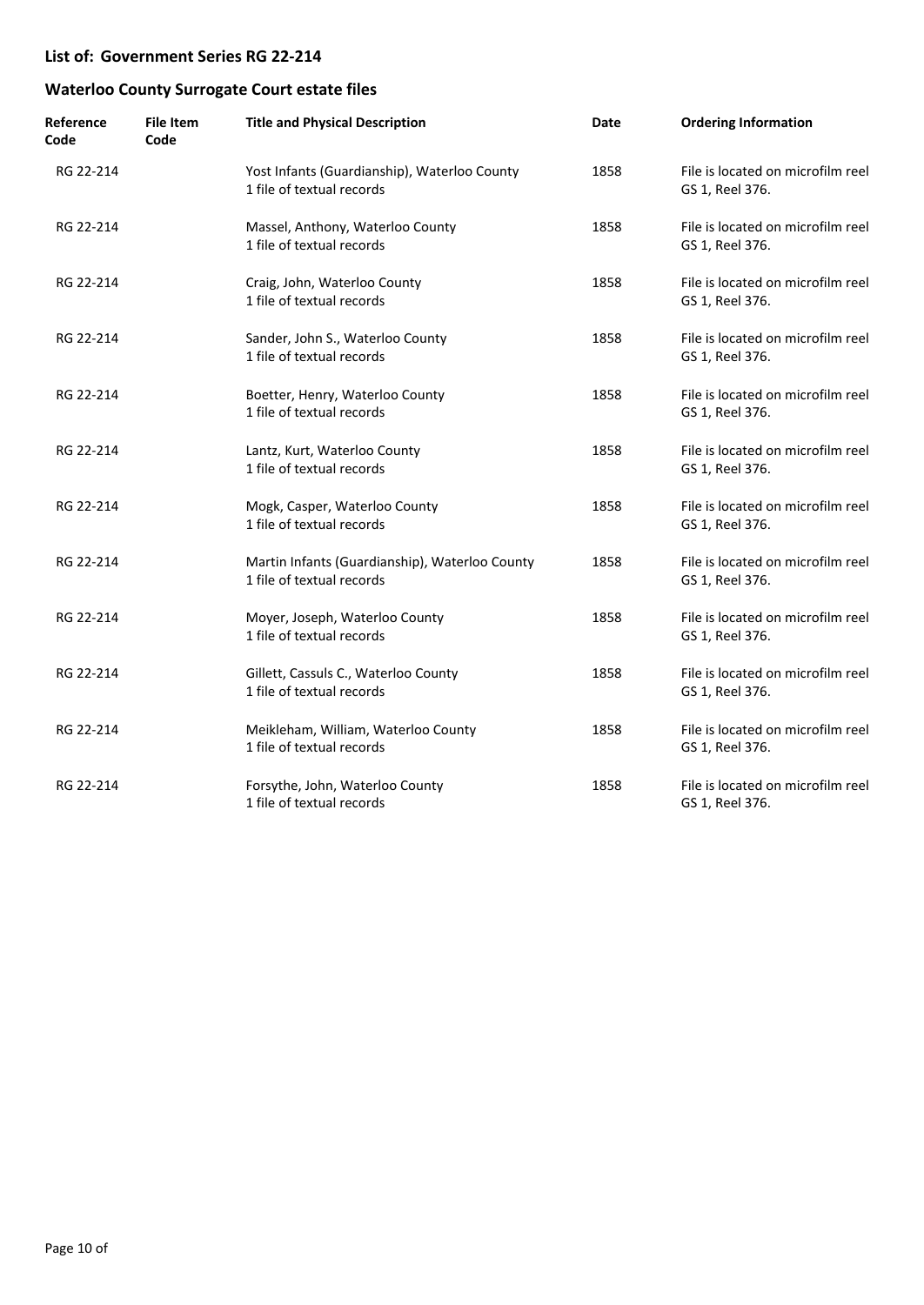## List of: Government Series RG 22-214

## Waterloo County Surrogate Court estate files

| Reference Code | File Item Code | Title and Physical Description | Date | Ordering Information |
|---|---|---|---|---|
| RG 22-214 | | Yost Infants (Guardianship), Waterloo County<br>1 file of textual records | 1858 | File is located on microfilm reel GS 1, Reel 376. |
| RG 22-214 | | Massel, Anthony, Waterloo County<br>1 file of textual records | 1858 | File is located on microfilm reel GS 1, Reel 376. |
| RG 22-214 | | Craig, John, Waterloo County<br>1 file of textual records | 1858 | File is located on microfilm reel GS 1, Reel 376. |
| RG 22-214 | | Sander, John S., Waterloo County<br>1 file of textual records | 1858 | File is located on microfilm reel GS 1, Reel 376. |
| RG 22-214 | | Boetter, Henry, Waterloo County<br>1 file of textual records | 1858 | File is located on microfilm reel GS 1, Reel 376. |
| RG 22-214 | | Lantz, Kurt, Waterloo County<br>1 file of textual records | 1858 | File is located on microfilm reel GS 1, Reel 376. |
| RG 22-214 | | Mogk, Casper, Waterloo County<br>1 file of textual records | 1858 | File is located on microfilm reel GS 1, Reel 376. |
| RG 22-214 | | Martin Infants (Guardianship), Waterloo County<br>1 file of textual records | 1858 | File is located on microfilm reel GS 1, Reel 376. |
| RG 22-214 | | Moyer, Joseph, Waterloo County<br>1 file of textual records | 1858 | File is located on microfilm reel GS 1, Reel 376. |
| RG 22-214 | | Gillett, Cassuls C., Waterloo County<br>1 file of textual records | 1858 | File is located on microfilm reel GS 1, Reel 376. |
| RG 22-214 | | Meikleham, William, Waterloo County<br>1 file of textual records | 1858 | File is located on microfilm reel GS 1, Reel 376. |
| RG 22-214 | | Forsythe, John, Waterloo County<br>1 file of textual records | 1858 | File is located on microfilm reel GS 1, Reel 376. |